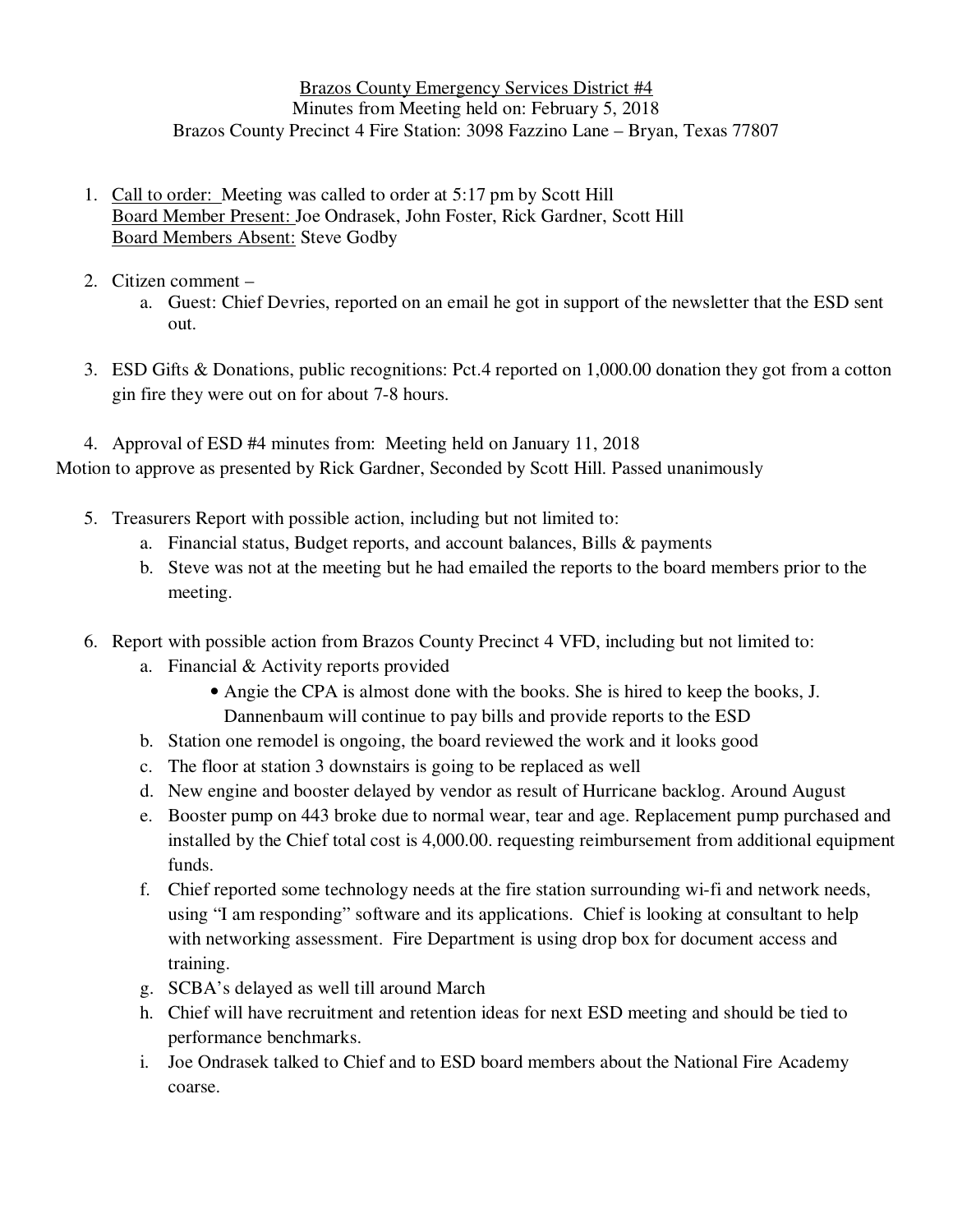Brazos County Emergency Services District #4
Minutes from Meeting held on: February 5, 2018
Brazos County Precinct 4 Fire Station: 3098 Fazzino Lane – Bryan, Texas 77807

1. Call to order: Meeting was called to order at 5:17 pm by Scott Hill
   Board Member Present: Joe Ondrasek, John Foster, Rick Gardner, Scott Hill
   Board Members Absent: Steve Godby

2. Citizen comment –
   a. Guest: Chief Devries, reported on an email he got in support of the newsletter that the ESD sent out.

3. ESD Gifts & Donations, public recognitions: Pct.4 reported on 1,000.00 donation they got from a cotton gin fire they were out on for about 7-8 hours.

4. Approval of ESD #4 minutes from: Meeting held on January 11, 2018

Motion to approve as presented by Rick Gardner, Seconded by Scott Hill. Passed unanimously

5. Treasurers Report with possible action, including but not limited to:
   a. Financial status, Budget reports, and account balances, Bills & payments
   b. Steve was not at the meeting but he had emailed the reports to the board members prior to the meeting.

6. Report with possible action from Brazos County Precinct 4 VFD, including but not limited to:
   a. Financial & Activity reports provided
      - Angie the CPA is almost done with the books. She is hired to keep the books, J. Dannenbaum will continue to pay bills and provide reports to the ESD
   b. Station one remodel is ongoing, the board reviewed the work and it looks good
   c. The floor at station 3 downstairs is going to be replaced as well
   d. New engine and booster delayed by vendor as result of Hurricane backlog. Around August
   e. Booster pump on 443 broke due to normal wear, tear and age. Replacement pump purchased and installed by the Chief total cost is 4,000.00. requesting reimbursement from additional equipment funds.
   f. Chief reported some technology needs at the fire station surrounding wi-fi and network needs, using "I am responding" software and its applications. Chief is looking at consultant to help with networking assessment. Fire Department is using drop box for document access and training.
   g. SCBA's delayed as well till around March
   h. Chief will have recruitment and retention ideas for next ESD meeting and should be tied to performance benchmarks.
   i. Joe Ondrasek talked to Chief and to ESD board members about the National Fire Academy coarse.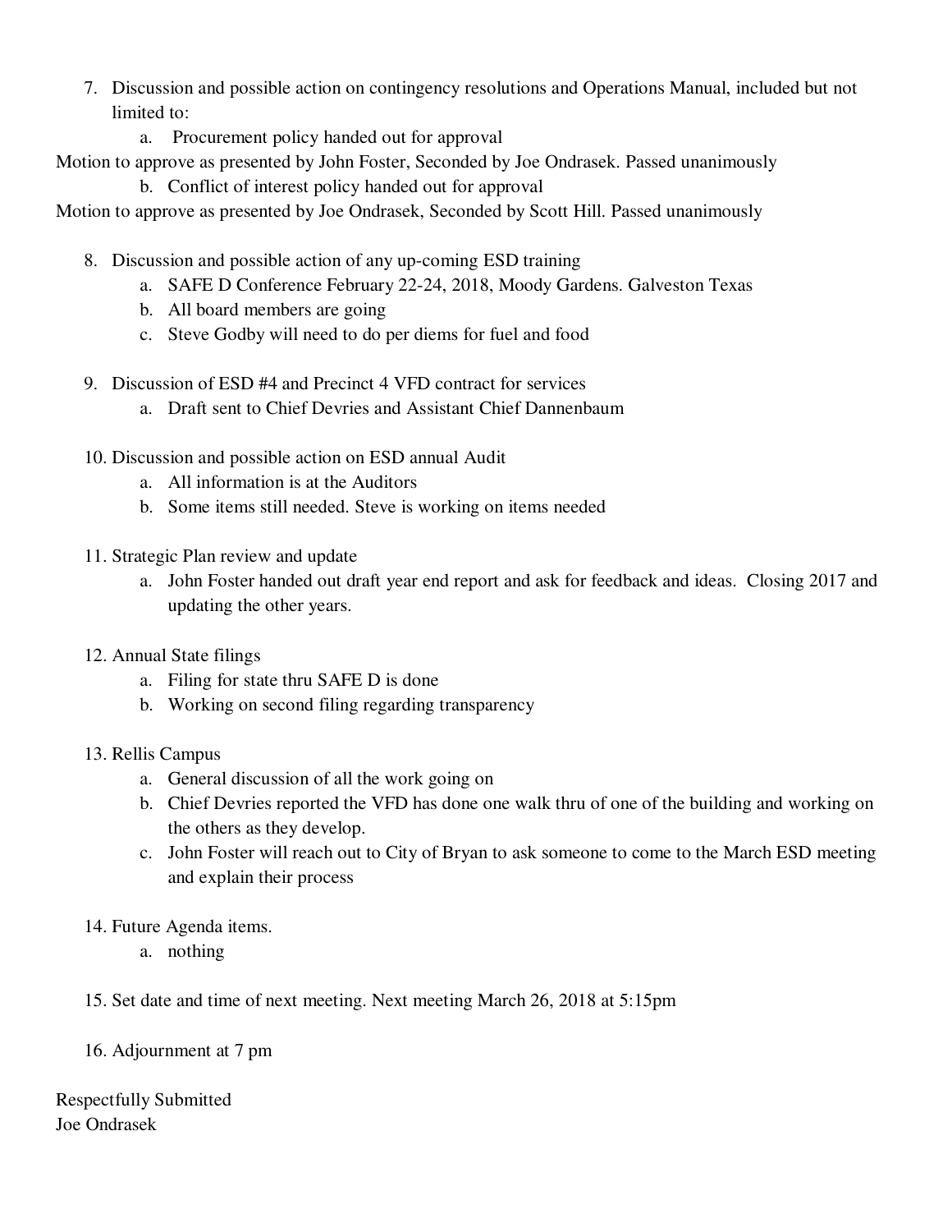7. Discussion and possible action on contingency resolutions and Operations Manual, included but not limited to:
    a. Procurement policy handed out for approval

Motion to approve as presented by John Foster, Seconded by Joe Ondrasek. Passed unanimously

    b. Conflict of interest policy handed out for approval

Motion to approve as presented by Joe Ondrasek, Seconded by Scott Hill. Passed unanimously

8. Discussion and possible action of any up-coming ESD training
    a. SAFE D Conference February 22-24, 2018, Moody Gardens. Galveston Texas
    b. All board members are going
    c. Steve Godby will need to do per diems for fuel and food

9. Discussion of ESD #4 and Precinct 4 VFD contract for services
    a. Draft sent to Chief Devries and Assistant Chief Dannenbaum

10. Discussion and possible action on ESD annual Audit
    a. All information is at the Auditors
    b. Some items still needed. Steve is working on items needed

11. Strategic Plan review and update
    a. John Foster handed out draft year end report and ask for feedback and ideas. Closing 2017 and updating the other years.

12. Annual State filings
    a. Filing for state thru SAFE D is done
    b. Working on second filing regarding transparency

13. Rellis Campus
    a. General discussion of all the work going on
    b. Chief Devries reported the VFD has done one walk thru of one of the building and working on the others as they develop.
    c. John Foster will reach out to City of Bryan to ask someone to come to the March ESD meeting and explain their process

14. Future Agenda items.
    a. nothing

15. Set date and time of next meeting. Next meeting March 26, 2018 at 5:15pm

16. Adjournment at 7 pm

Respectfully Submitted
Joe Ondrasek